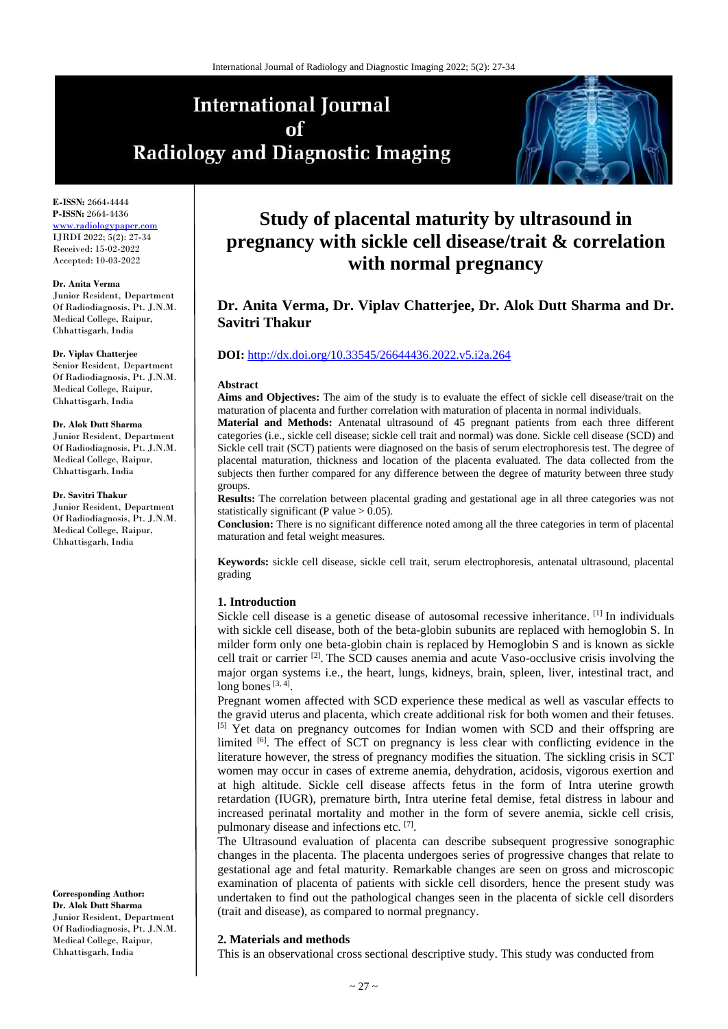# Study of placental maturity by ultrasound in pregnancy with sickle cell disease/trait & correlation with normal pregnancy

**Dr. Anita Verma, Dr. Viplav Chatterjee, Dr. Alok Dutt Sharma and Dr. Savitri Thakur**

**E-ISSN:** 2664-4444
**P-ISSN:** 2664-4436
www.radiologypaper.com
IJRDI 2022; 5(2): 27-34
Received: 15-02-2022
Accepted: 10-03-2022

**Dr. Anita Verma**
Junior Resident, Department Of Radiodiagnosis, Pt. J.N.M. Medical College, Raipur, Chhattisgarh, India

**Dr. Viplav Chatterjee**
Senior Resident, Department Of Radiodiagnosis, Pt. J.N.M. Medical College, Raipur, Chhattisgarh, India

**Dr. Alok Dutt Sharma**
Junior Resident, Department Of Radiodiagnosis, Pt. J.N.M. Medical College, Raipur, Chhattisgarh, India

**Dr. Savitri Thakur**
Junior Resident, Department Of Radiodiagnosis, Pt. J.N.M. Medical College, Raipur, Chhattisgarh, India

**Corresponding Author:**
**Dr. Alok Dutt Sharma**
Junior Resident, Department Of Radiodiagnosis, Pt. J.N.M. Medical College, Raipur, Chhattisgarh, India

**DOI:** http://dx.doi.org/10.33545/26644436.2022.v5.i2a.264

**Abstract**

**Aims and Objectives:** The aim of the study is to evaluate the effect of sickle cell disease/trait on the maturation of placenta and further correlation with maturation of placenta in normal individuals.

**Material and Methods:** Antenatal ultrasound of 45 pregnant patients from each three different categories (i.e., sickle cell disease; sickle cell trait and normal) was done. Sickle cell disease (SCD) and Sickle cell trait (SCT) patients were diagnosed on the basis of serum electrophoresis test. The degree of placental maturation, thickness and location of the placenta evaluated. The data collected from the subjects then further compared for any difference between the degree of maturity between three study groups.

**Results:** The correlation between placental grading and gestational age in all three categories was not statistically significant (P value > 0.05).

**Conclusion:** There is no significant difference noted among all the three categories in term of placental maturation and fetal weight measures.

**Keywords:** sickle cell disease, sickle cell trait, serum electrophoresis, antenatal ultrasound, placental grading

## 1. Introduction

Sickle cell disease is a genetic disease of autosomal recessive inheritance. [1] In individuals with sickle cell disease, both of the beta-globin subunits are replaced with hemoglobin S. In milder form only one beta-globin chain is replaced by Hemoglobin S and is known as sickle cell trait or carrier [2]. The SCD causes anemia and acute Vaso-occlusive crisis involving the major organ systems i.e., the heart, lungs, kidneys, brain, spleen, liver, intestinal tract, and long bones [3, 4].

Pregnant women affected with SCD experience these medical as well as vascular effects to the gravid uterus and placenta, which create additional risk for both women and their fetuses. [5] Yet data on pregnancy outcomes for Indian women with SCD and their offspring are limited [6]. The effect of SCT on pregnancy is less clear with conflicting evidence in the literature however, the stress of pregnancy modifies the situation. The sickling crisis in SCT women may occur in cases of extreme anemia, dehydration, acidosis, vigorous exertion and at high altitude. Sickle cell disease affects fetus in the form of Intra uterine growth retardation (IUGR), premature birth, Intra uterine fetal demise, fetal distress in labour and increased perinatal mortality and mother in the form of severe anemia, sickle cell crisis, pulmonary disease and infections etc. [7].

The Ultrasound evaluation of placenta can describe subsequent progressive sonographic changes in the placenta. The placenta undergoes series of progressive changes that relate to gestational age and fetal maturity. Remarkable changes are seen on gross and microscopic examination of placenta of patients with sickle cell disorders, hence the present study was undertaken to find out the pathological changes seen in the placenta of sickle cell disorders (trait and disease), as compared to normal pregnancy.

## 2. Materials and methods

This is an observational cross sectional descriptive study. This study was conducted from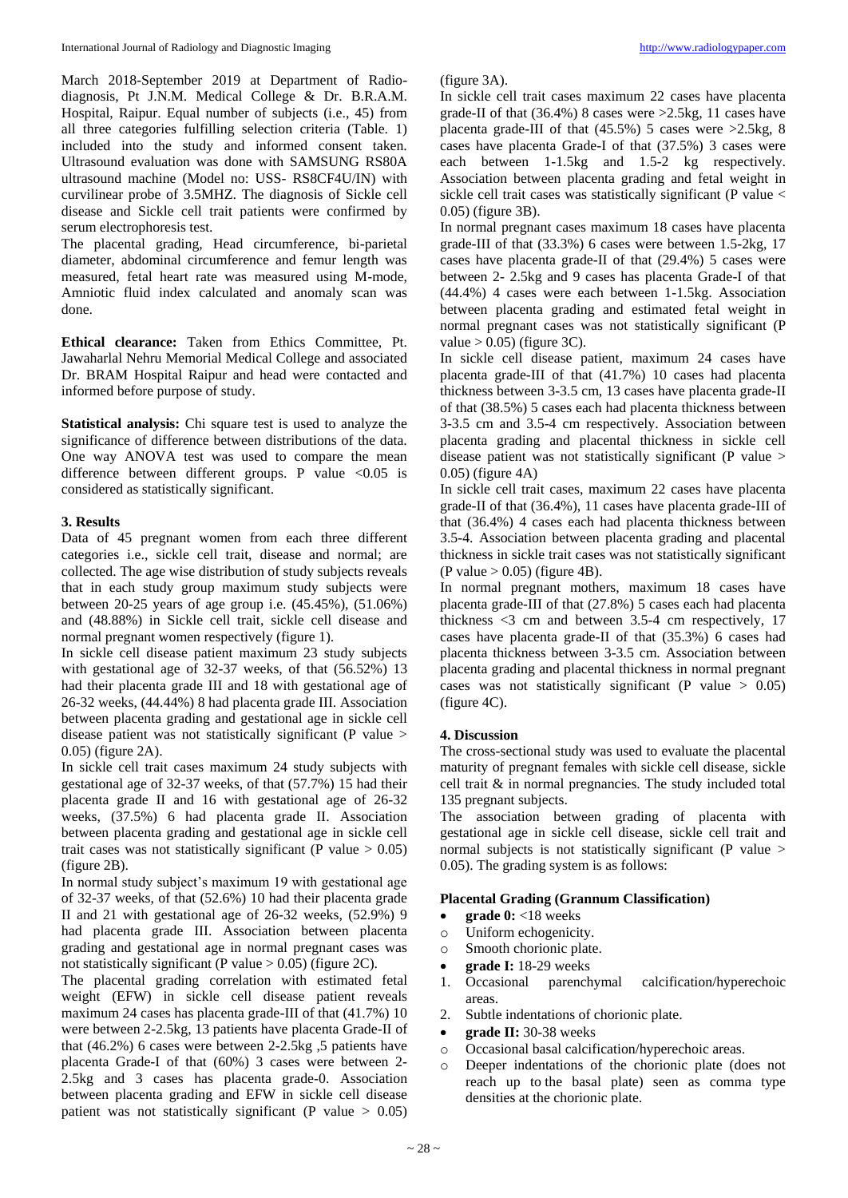March 2018-September 2019 at Department of Radio-diagnosis, Pt J.N.M. Medical College & Dr. B.R.A.M. Hospital, Raipur. Equal number of subjects (i.e., 45) from all three categories fulfilling selection criteria (Table. 1) included into the study and informed consent taken. Ultrasound evaluation was done with SAMSUNG RS80A ultrasound machine (Model no: USS- RS8CF4U/IN) with curvilinear probe of 3.5MHZ. The diagnosis of Sickle cell disease and Sickle cell trait patients were confirmed by serum electrophoresis test.

The placental grading, Head circumference, bi-parietal diameter, abdominal circumference and femur length was measured, fetal heart rate was measured using M-mode, Amniotic fluid index calculated and anomaly scan was done.

**Ethical clearance:** Taken from Ethics Committee, Pt. Jawaharlal Nehru Memorial Medical College and associated Dr. BRAM Hospital Raipur and head were contacted and informed before purpose of study.

**Statistical analysis:** Chi square test is used to analyze the significance of difference between distributions of the data. One way ANOVA test was used to compare the mean difference between different groups. P value <0.05 is considered as statistically significant.

## 3. Results

Data of 45 pregnant women from each three different categories i.e., sickle cell trait, disease and normal; are collected. The age wise distribution of study subjects reveals that in each study group maximum study subjects were between 20-25 years of age group i.e. (45.45%), (51.06%) and (48.88%) in Sickle cell trait, sickle cell disease and normal pregnant women respectively (figure 1).

In sickle cell disease patient maximum 23 study subjects with gestational age of 32-37 weeks, of that (56.52%) 13 had their placenta grade III and 18 with gestational age of 26-32 weeks, (44.44%) 8 had placenta grade III. Association between placenta grading and gestational age in sickle cell disease patient was not statistically significant (P value > 0.05) (figure 2A).

In sickle cell trait cases maximum 24 study subjects with gestational age of 32-37 weeks, of that (57.7%) 15 had their placenta grade II and 16 with gestational age of 26-32 weeks, (37.5%) 6 had placenta grade II. Association between placenta grading and gestational age in sickle cell trait cases was not statistically significant (P value > 0.05) (figure 2B).

In normal study subject's maximum 19 with gestational age of 32-37 weeks, of that (52.6%) 10 had their placenta grade II and 21 with gestational age of 26-32 weeks, (52.9%) 9 had placenta grade III. Association between placenta grading and gestational age in normal pregnant cases was not statistically significant (P value > 0.05) (figure 2C).

The placental grading correlation with estimated fetal weight (EFW) in sickle cell disease patient reveals maximum 24 cases has placenta grade-III of that (41.7%) 10 were between 2-2.5kg, 13 patients have placenta Grade-II of that (46.2%) 6 cases were between 2-2.5kg ,5 patients have placenta Grade-I of that (60%) 3 cases were between 2-2.5kg and 3 cases has placenta grade-0. Association between placenta grading and EFW in sickle cell disease patient was not statistically significant (P value > 0.05) (figure 3A).

In sickle cell trait cases maximum 22 cases have placenta grade-II of that (36.4%) 8 cases were >2.5kg, 11 cases have placenta grade-III of that (45.5%) 5 cases were >2.5kg, 8 cases have placenta Grade-I of that (37.5%) 3 cases were each between 1-1.5kg and 1.5-2 kg respectively. Association between placenta grading and fetal weight in sickle cell trait cases was statistically significant (P value < 0.05) (figure 3B).

In normal pregnant cases maximum 18 cases have placenta grade-III of that (33.3%) 6 cases were between 1.5-2kg, 17 cases have placenta grade-II of that (29.4%) 5 cases were between 2- 2.5kg and 9 cases has placenta Grade-I of that (44.4%) 4 cases were each between 1-1.5kg. Association between placenta grading and estimated fetal weight in normal pregnant cases was not statistically significant (P value > 0.05) (figure 3C).

In sickle cell disease patient, maximum 24 cases have placenta grade-III of that (41.7%) 10 cases had placenta thickness between 3-3.5 cm, 13 cases have placenta grade-II of that (38.5%) 5 cases each had placenta thickness between 3-3.5 cm and 3.5-4 cm respectively. Association between placenta grading and placental thickness in sickle cell disease patient was not statistically significant (P value > 0.05) (figure 4A)

In sickle cell trait cases, maximum 22 cases have placenta grade-II of that (36.4%), 11 cases have placenta grade-III of that (36.4%) 4 cases each had placenta thickness between 3.5-4. Association between placenta grading and placental thickness in sickle trait cases was not statistically significant (P value > 0.05) (figure 4B).

In normal pregnant mothers, maximum 18 cases have placenta grade-III of that (27.8%) 5 cases each had placenta thickness <3 cm and between 3.5-4 cm respectively, 17 cases have placenta grade-II of that (35.3%) 6 cases had placenta thickness between 3-3.5 cm. Association between placenta grading and placental thickness in normal pregnant cases was not statistically significant (P value > 0.05) (figure 4C).

## 4. Discussion

The cross-sectional study was used to evaluate the placental maturity of pregnant females with sickle cell disease, sickle cell trait & in normal pregnancies. The study included total 135 pregnant subjects.

The association between grading of placenta with gestational age in sickle cell disease, sickle cell trait and normal subjects is not statistically significant (P value > 0.05). The grading system is as follows:

### Placental Grading (Grannum Classification)

- **grade 0:** <18 weeks
  - Uniform echogenicity.
  - Smooth chorionic plate.
- **grade I:** 18-29 weeks
  1. Occasional parenchymal calcification/hyperechoic areas.
  2. Subtle indentations of chorionic plate.
- **grade II:** 30-38 weeks
  - Occasional basal calcification/hyperechoic areas.
  - Deeper indentations of the chorionic plate (does not reach up to the basal plate) seen as comma type densities at the chorionic plate.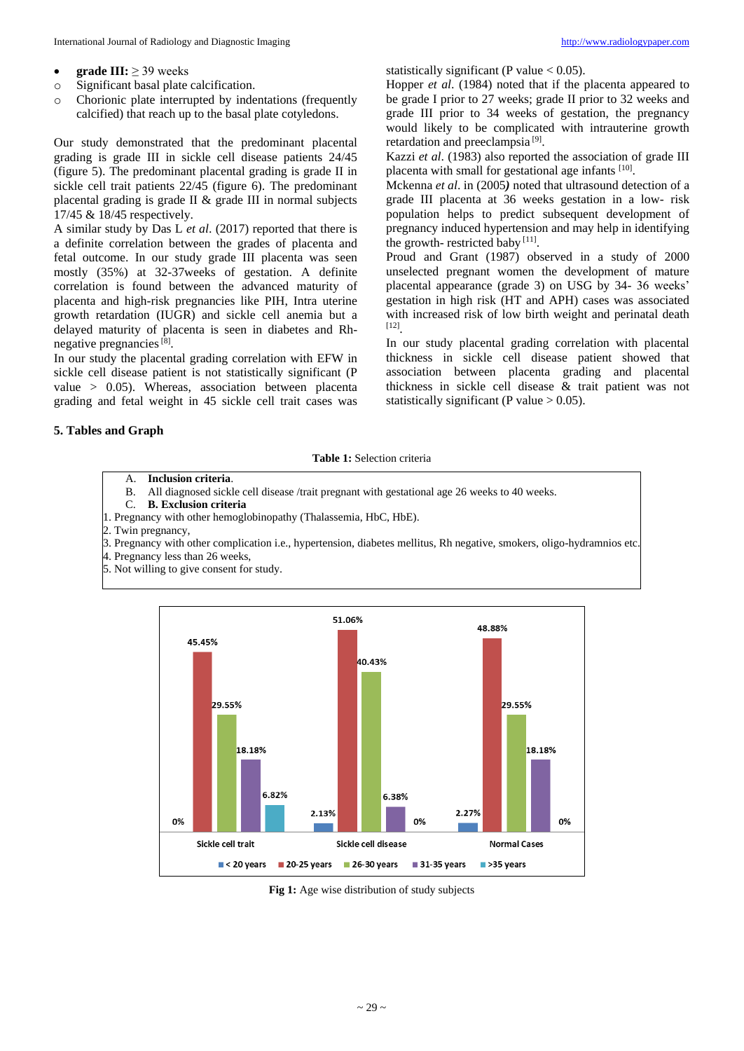- **grade III:** ≥ 39 weeks
  - Significant basal plate calcification.
  - Chorionic plate interrupted by indentations (frequently calcified) that reach up to the basal plate cotyledons.

Our study demonstrated that the predominant placental grading is grade III in sickle cell disease patients 24/45 (figure 5). The predominant placental grading is grade II in sickle cell trait patients 22/45 (figure 6). The predominant placental grading is grade II & grade III in normal subjects 17/45 & 18/45 respectively.

A similar study by Das L *et al*. (2017) reported that there is a definite correlation between the grades of placenta and fetal outcome. In our study grade III placenta was seen mostly (35%) at 32-37weeks of gestation. A definite correlation is found between the advanced maturity of placenta and high-risk pregnancies like PIH, Intra uterine growth retardation (IUGR) and sickle cell anemia but a delayed maturity of placenta is seen in diabetes and Rh-negative pregnancies [8].

In our study the placental grading correlation with EFW in sickle cell disease patient is not statistically significant (P value > 0.05). Whereas, association between placenta grading and fetal weight in 45 sickle cell trait cases was statistically significant (P value < 0.05).

Hopper *et al*. (1984) noted that if the placenta appeared to be grade I prior to 27 weeks; grade II prior to 32 weeks and grade III prior to 34 weeks of gestation, the pregnancy would likely to be complicated with intrauterine growth retardation and preeclampsia [9].

Kazzi *et al*. (1983) also reported the association of grade III placenta with small for gestational age infants [10].

Mckenna *et al*. in (2005***)*** noted that ultrasound detection of a grade III placenta at 36 weeks gestation in a low- risk population helps to predict subsequent development of pregnancy induced hypertension and may help in identifying the growth- restricted baby [11].

Proud and Grant (1987) observed in a study of 2000 unselected pregnant women the development of mature placental appearance (grade 3) on USG by 34- 36 weeks' gestation in high risk (HT and APH) cases was associated with increased risk of low birth weight and perinatal death [12].

In our study placental grading correlation with placental thickness in sickle cell disease patient showed that association between placenta grading and placental thickness in sickle cell disease & trait patient was not statistically significant (P value > 0.05).

## 5. Tables and Graph

**Table 1:** Selection criteria

| |
|---|
| A. **Inclusion criteria**. |
| B. All diagnosed sickle cell disease /trait pregnant with gestational age 26 weeks to 40 weeks. |
| C. **B. Exclusion criteria** |
| 1. Pregnancy with other hemoglobinopathy (Thalassemia, HbC, HbE). |
| 2. Twin pregnancy, |
| 3. Pregnancy with other complication i.e., hypertension, diabetes mellitus, Rh negative, smokers, oligo-hydramnios etc. |
| 4. Pregnancy less than 26 weeks, |
| 5. Not willing to give consent for study. |

| | < 20 years | 20-25 years | 26-30 years | 31-35 years | >35 years |
|---|---|---|---|---|---|
| Sickle cell trait | 0% | 45.45% | 29.55% | 18.18% | 6.82% |
| Sickle cell disease | 2.13% | 51.06% | 40.43% | 6.38% | 0% |
| Normal Cases | 2.27% | 48.88% | 29.55% | 18.18% | 0% |

**Fig 1:** Age wise distribution of study subjects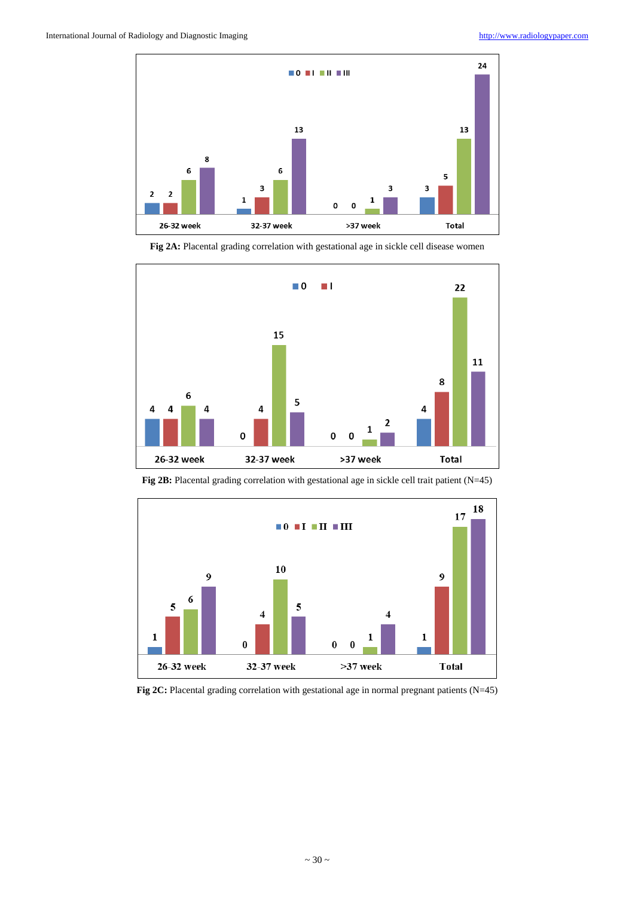Fig 2A: Placental grading correlation with gestational age in sickle cell disease women

Fig 2B: Placental grading correlation with gestational age in sickle cell trait patient (N=45)

Fig 2C: Placental grading correlation with gestational age in normal pregnant patients (N=45)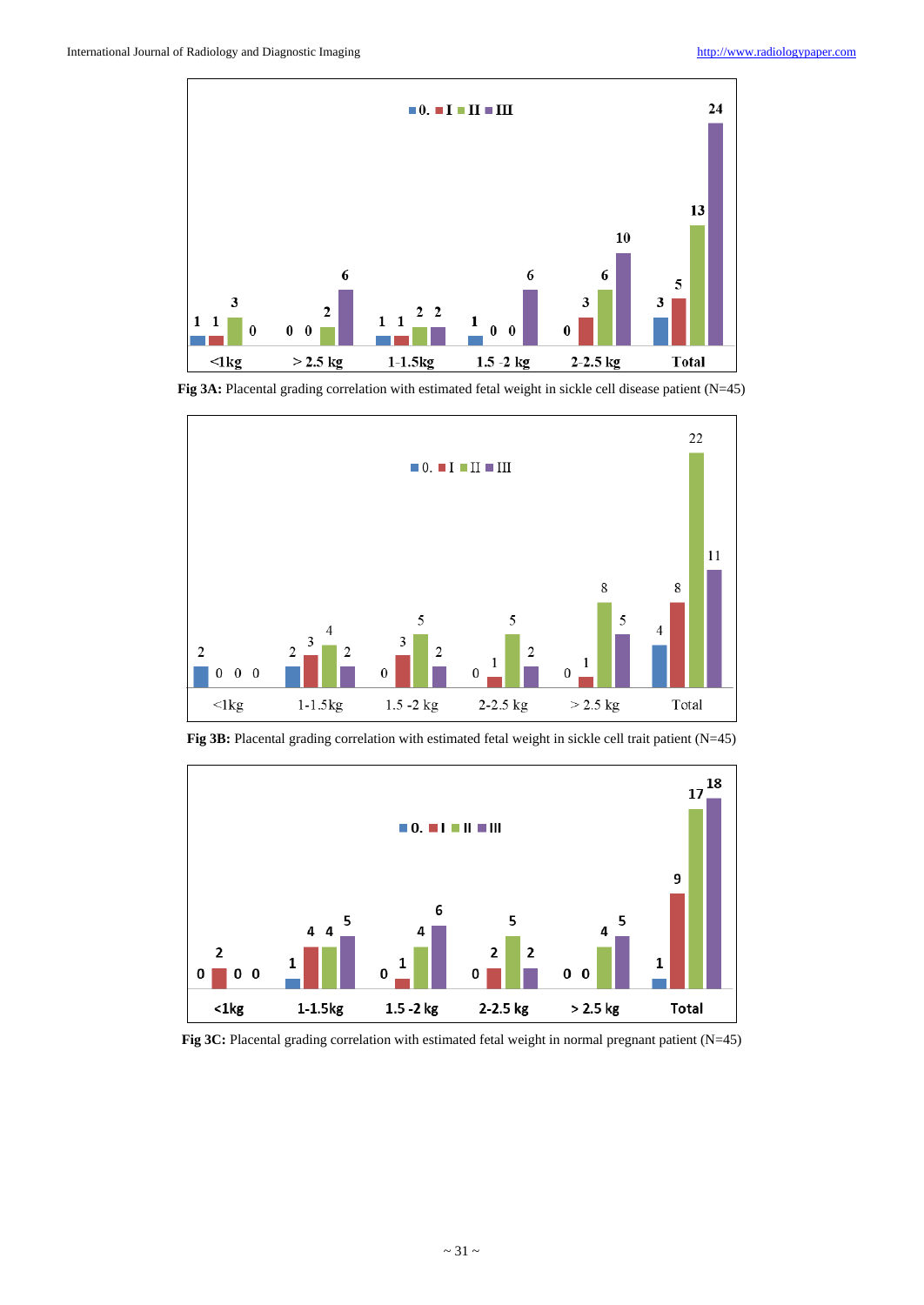Fig 3A: Placental grading correlation with estimated fetal weight in sickle cell disease patient (N=45)

Fig 3B: Placental grading correlation with estimated fetal weight in sickle cell trait patient (N=45)

Fig 3C: Placental grading correlation with estimated fetal weight in normal pregnant patient (N=45)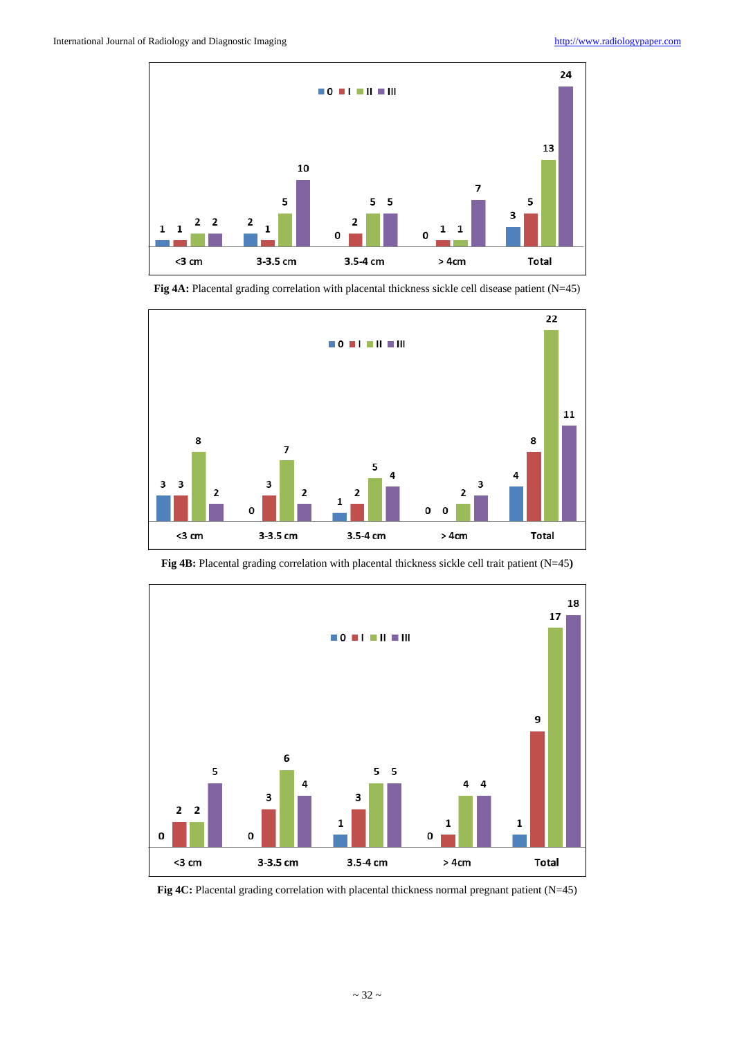| | 0 | I | II | III |
|---|---|---|---|---|
| <3 cm | 1 | 1 | 2 | 2 |
| 3-3.5 cm | 2 | 1 | 5 | 10 |
| 3.5-4 cm | 0 | 2 | 5 | 5 |
| > 4cm | 0 | 1 | 1 | 7 |
| Total | 3 | 5 | 13 | 24 |

**Fig 4A:** Placental grading correlation with placental thickness sickle cell disease patient (N=45)

| | 0 | I | II | III |
|---|---|---|---|---|
| <3 cm | 3 | 3 | 8 | 2 |
| 3-3.5 cm | 0 | 3 | 7 | 2 |
| 3.5-4 cm | 1 | 2 | 5 | 4 |
| > 4cm | 0 | 0 | 2 | 3 |
| Total | 4 | 8 | 22 | 11 |

**Fig 4B:** Placental grading correlation with placental thickness sickle cell trait patient (N=45)

| | 0 | I | II | III |
|---|---|---|---|---|
| <3 cm | 0 | 2 | 2 | 5 |
| 3-3.5 cm | 0 | 3 | 6 | 4 |
| 3.5-4 cm | 1 | 3 | 5 | 5 |
| > 4cm | 0 | 1 | 4 | 4 |
| Total | 1 | 9 | 17 | 18 |

**Fig 4C:** Placental grading correlation with placental thickness normal pregnant patient (N=45)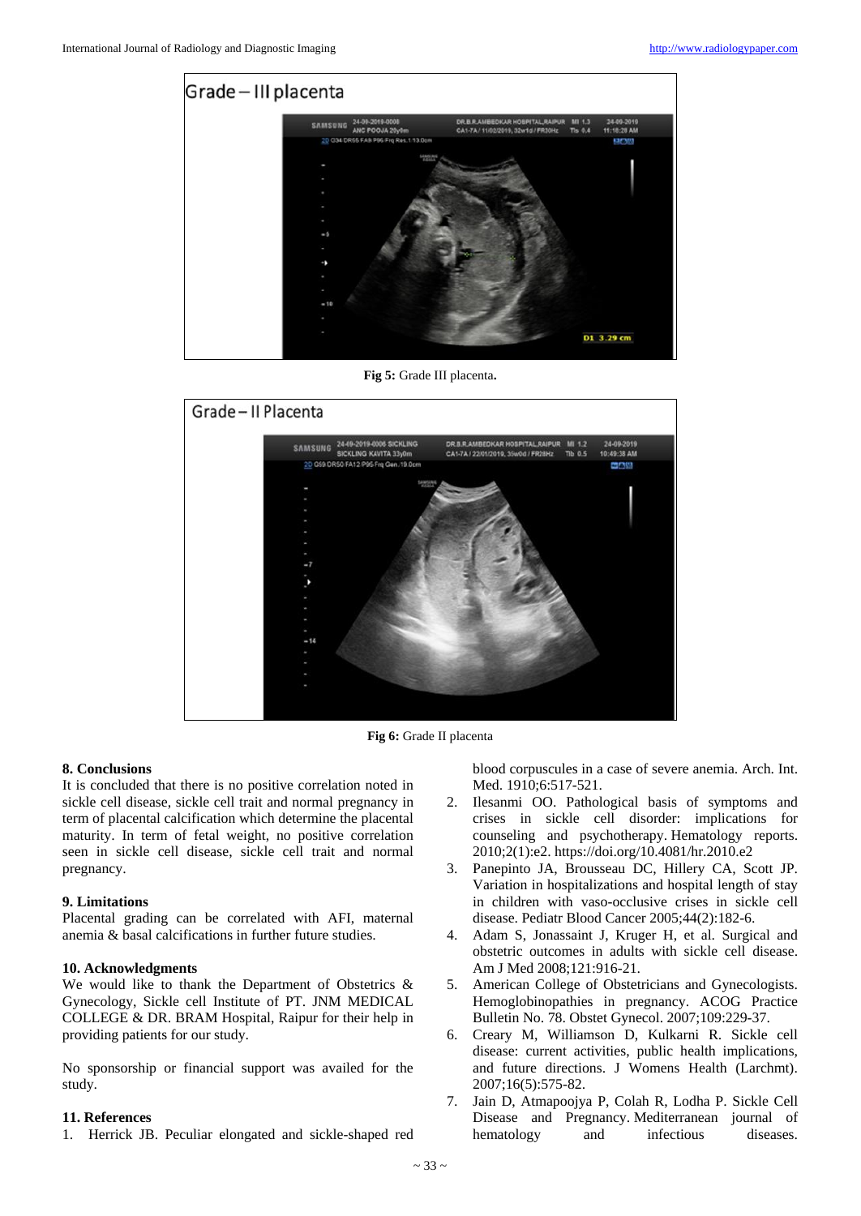Fig 5: Grade III placenta.

Fig 6: Grade II placenta

## 8. Conclusions

It is concluded that there is no positive correlation noted in sickle cell disease, sickle cell trait and normal pregnancy in term of placental calcification which determine the placental maturity. In term of fetal weight, no positive correlation seen in sickle cell disease, sickle cell trait and normal pregnancy.

## 9. Limitations

Placental grading can be correlated with AFI, maternal anemia & basal calcifications in further future studies.

## 10. Acknowledgments

We would like to thank the Department of Obstetrics & Gynecology, Sickle cell Institute of PT. JNM MEDICAL COLLEGE & DR. BRAM Hospital, Raipur for their help in providing patients for our study.

No sponsorship or financial support was availed for the study.

## 11. References

1. Herrick JB. Peculiar elongated and sickle-shaped red blood corpuscules in a case of severe anemia. Arch. Int. Med. 1910;6:517-521.
2. Ilesanmi OO. Pathological basis of symptoms and crises in sickle cell disorder: implications for counseling and psychotherapy. Hematology reports. 2010;2(1):e2. https://doi.org/10.4081/hr.2010.e2
3. Panepinto JA, Brousseau DC, Hillery CA, Scott JP. Variation in hospitalizations and hospital length of stay in children with vaso-occlusive crises in sickle cell disease. Pediatr Blood Cancer 2005;44(2):182-6.
4. Adam S, Jonassaint J, Kruger H, et al. Surgical and obstetric outcomes in adults with sickle cell disease. Am J Med 2008;121:916-21.
5. American College of Obstetricians and Gynecologists. Hemoglobinopathies in pregnancy. ACOG Practice Bulletin No. 78. Obstet Gynecol. 2007;109:229-37.
6. Creary M, Williamson D, Kulkarni R. Sickle cell disease: current activities, public health implications, and future directions. J Womens Health (Larchmt). 2007;16(5):575-82.
7. Jain D, Atmapoojya P, Colah R, Lodha P. Sickle Cell Disease and Pregnancy. Mediterranean journal of hematology and infectious diseases.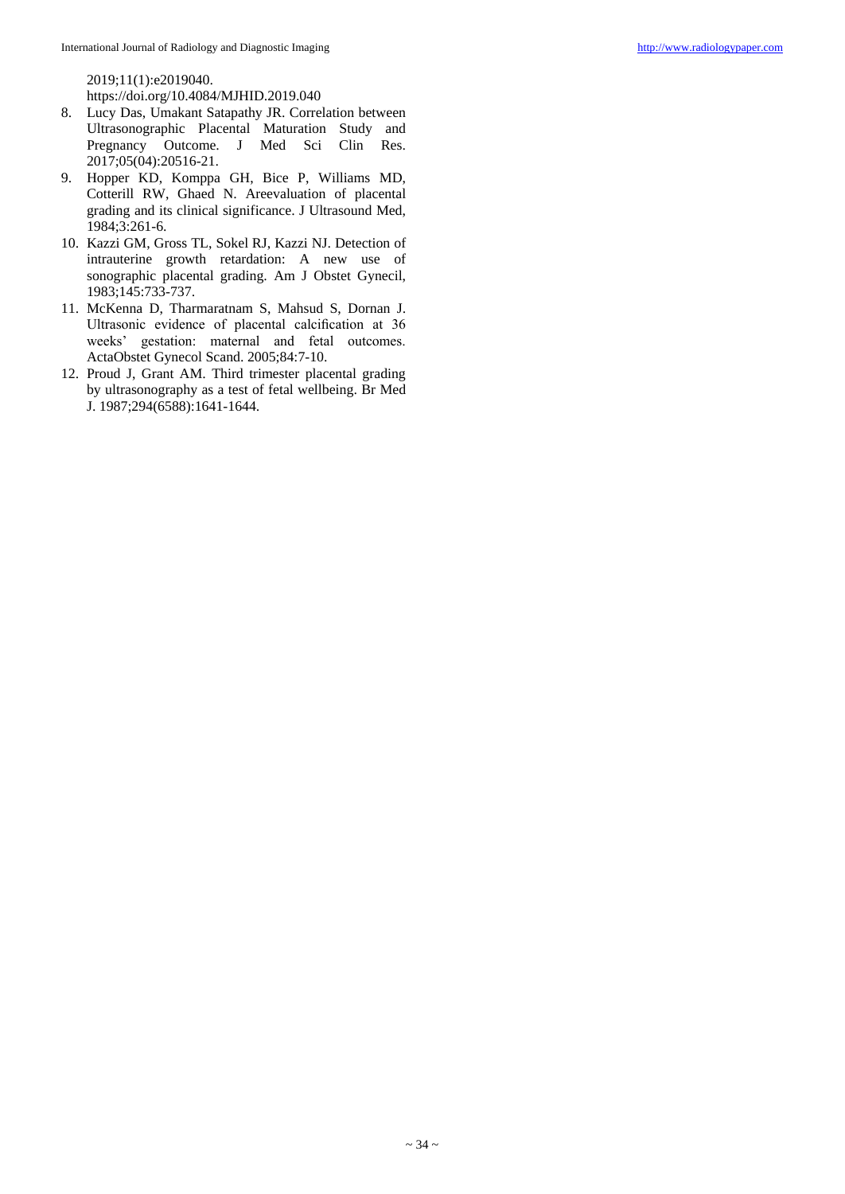2019;11(1):e2019040.
https://doi.org/10.4084/MJHID.2019.040

8. Lucy Das, Umakant Satapathy JR. Correlation between Ultrasonographic Placental Maturation Study and Pregnancy Outcome. J Med Sci Clin Res. 2017;05(04):20516-21.
9. Hopper KD, Komppa GH, Bice P, Williams MD, Cotterill RW, Ghaed N. Areevaluation of placental grading and its clinical significance. J Ultrasound Med, 1984;3:261-6.
10. Kazzi GM, Gross TL, Sokel RJ, Kazzi NJ. Detection of intrauterine growth retardation: A new use of sonographic placental grading. Am J Obstet Gynecil, 1983;145:733-737.
11. McKenna D, Tharmaratnam S, Mahsud S, Dornan J. Ultrasonic evidence of placental calcification at 36 weeks' gestation: maternal and fetal outcomes. ActaObstet Gynecol Scand. 2005;84:7-10.
12. Proud J, Grant AM. Third trimester placental grading by ultrasonography as a test of fetal wellbeing. Br Med J. 1987;294(6588):1641-1644.